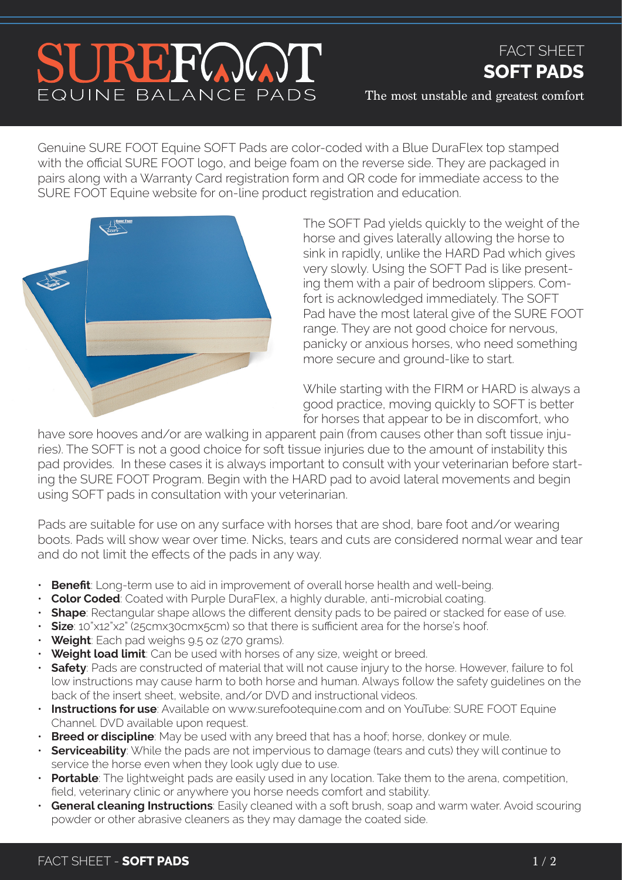# SUREFOOT

EQUINE BALANCE PADS

FACT SHEET

## SOFT PADS

The most unstable and greatest comfort

Genuine SURE FOOT Equine SOFT Pads are color-coded with a Blue DuraFlex top stamped with the official SURE FOOT logo, and beige foam on the reverse side. They are packaged in pairs along with a Warranty Card registration form and QR code for immediate access to the SURE FOOT Equine website for on-line product registration and education.

The SOFT Pad yields quickly to the weight of the horse and gives laterally allowing the horse to sink in rapidly, unlike the HARD Pad which gives very slowly. Using the SOFT Pad is like presenting them with a pair of bedroom slippers. Comfort is acknowledged immediately. The SOFT Pad have the most lateral give of the SURE FOOT range. They are not good choice for nervous, panicky or anxious horses, who need something more secure and ground-like to start.

While starting with the FIRM or HARD is always a good practice, moving quickly to SOFT is better for horses that appear to be in discomfort, who have sore hooves and/or are walking in apparent pain (from causes other than soft tissue injuries). The SOFT is not a good choice for soft tissue injuries due to the amount of instability this pad provides. In these cases it is always important to consult with your veterinarian before starting the SURE FOOT Program. Begin with the HARD pad to avoid lateral movements and begin using SOFT pads in consultation with your veterinarian.

Pads are suitable for use on any surface with horses that are shod, bare foot and/or wearing boots. Pads will show wear over time. Nicks, tears and cuts are considered normal wear and tear and do not limit the effects of the pads in any way.

- **Benefit**: Long-term use to aid in improvement of overall horse health and well-being.
- **Color Coded**: Coated with Purple DuraFlex, a highly durable, anti-microbial coating.
- **Shape**: Rectangular shape allows the different density pads to be paired or stacked for ease of use.
- **Size**: 10"x12"x2" (25cmx30cmx5cm) so that there is sufficient area for the horse's hoof.
- **Weight**: Each pad weighs 9.5 oz (270 grams).
- **Weight load limit**: Can be used with horses of any size, weight or breed.
- **Safety**: Pads are constructed of material that will not cause injury to the horse. However, failure to follow instructions may cause harm to both horse and human. Always follow the safety guidelines on the back of the insert sheet, website, and/or DVD and instructional videos.
- **Instructions for use**: Available on www.surefootequine.com and on YouTube: SURE FOOT Equine Channel. DVD available upon request.
- **Breed or discipline**: May be used with any breed that has a hoof; horse, donkey or mule.
- **Serviceability**: While the pads are not impervious to damage (tears and cuts) they will continue to service the horse even when they look ugly due to use.
- **Portable**: The lightweight pads are easily used in any location. Take them to the arena, competition, field, veterinary clinic or anywhere you horse needs comfort and stability.
- **General cleaning Instructions**: Easily cleaned with a soft brush, soap and warm water. Avoid scouring powder or other abrasive cleaners as they may damage the coated side.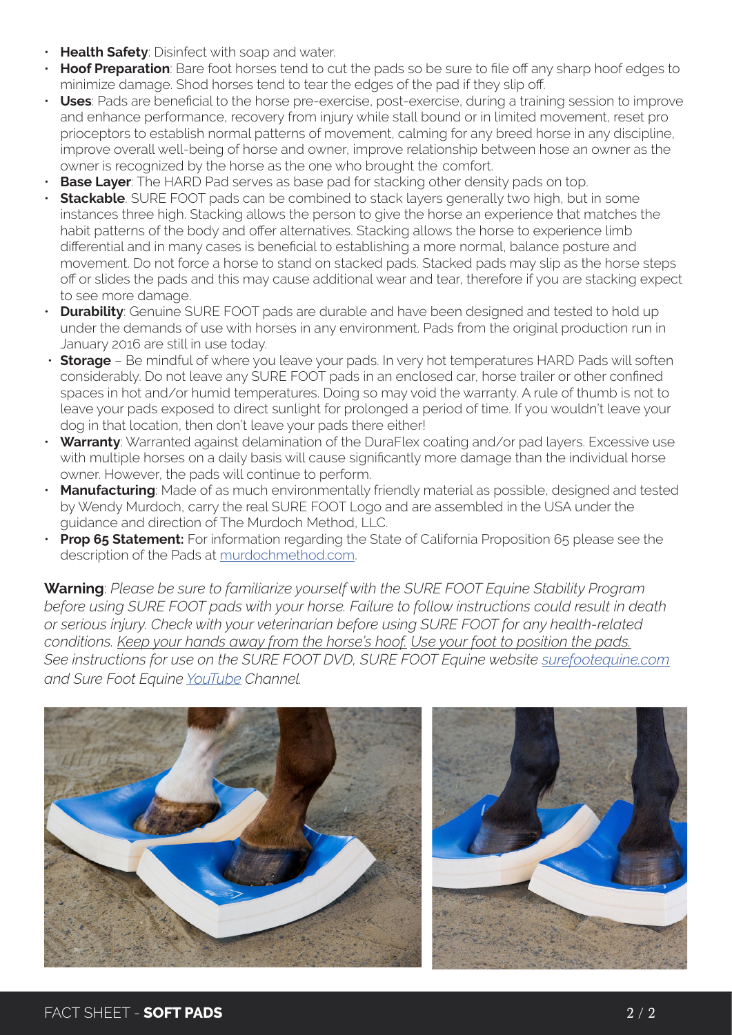- **Health Safety**: Disinfect with soap and water.
- **Hoof Preparation**: Bare foot horses tend to cut the pads so be sure to file off any sharp hoof edges to minimize damage. Shod horses tend to tear the edges of the pad if they slip off.
- **Uses**: Pads are beneficial to the horse pre-exercise, post-exercise, during a training session to improve and enhance performance, recovery from injury while stall bound or in limited movement, reset pro prioceptors to establish normal patterns of movement, calming for any breed horse in any discipline, improve overall well-being of horse and owner, improve relationship between hose an owner as the owner is recognized by the horse as the one who brought the comfort.
- **Base Layer**: The HARD Pad serves as base pad for stacking other density pads on top.
- **Stackable**. SURE FOOT pads can be combined to stack layers generally two high, but in some instances three high. Stacking allows the person to give the horse an experience that matches the habit patterns of the body and offer alternatives. Stacking allows the horse to experience limb differential and in many cases is beneficial to establishing a more normal, balance posture and movement. Do not force a horse to stand on stacked pads. Stacked pads may slip as the horse steps off or slides the pads and this may cause additional wear and tear, therefore if you are stacking expect to see more damage.
- **Durability**: Genuine SURE FOOT pads are durable and have been designed and tested to hold up under the demands of use with horses in any environment. Pads from the original production run in January 2016 are still in use today.
- **Storage** – Be mindful of where you leave your pads. In very hot temperatures HARD Pads will soften considerably. Do not leave any SURE FOOT pads in an enclosed car, horse trailer or other confined spaces in hot and/or humid temperatures. Doing so may void the warranty. A rule of thumb is not to leave your pads exposed to direct sunlight for prolonged a period of time. If you wouldn't leave your dog in that location, then don't leave your pads there either!
- **Warranty**: Warranted against delamination of the DuraFlex coating and/or pad layers. Excessive use with multiple horses on a daily basis will cause significantly more damage than the individual horse owner. However, the pads will continue to perform.
- **Manufacturing**: Made of as much environmentally friendly material as possible, designed and tested by Wendy Murdoch, carry the real SURE FOOT Logo and are assembled in the USA under the guidance and direction of The Murdoch Method, LLC.
- **Prop 65 Statement:** For information regarding the State of California Proposition 65 please see the description of the Pads at murdochmethod.com.

**Warning**: *Please be sure to familiarize yourself with the SURE FOOT Equine Stability Program before using SURE FOOT pads with your horse. Failure to follow instructions could result in death or serious injury. Check with your veterinarian before using SURE FOOT for any health-related conditions. Keep your hands away from the horse's hoof. Use your foot to position the pads. See instructions for use on the SURE FOOT DVD, SURE FOOT Equine website surefootequine.com and Sure Foot Equine YouTube Channel.*